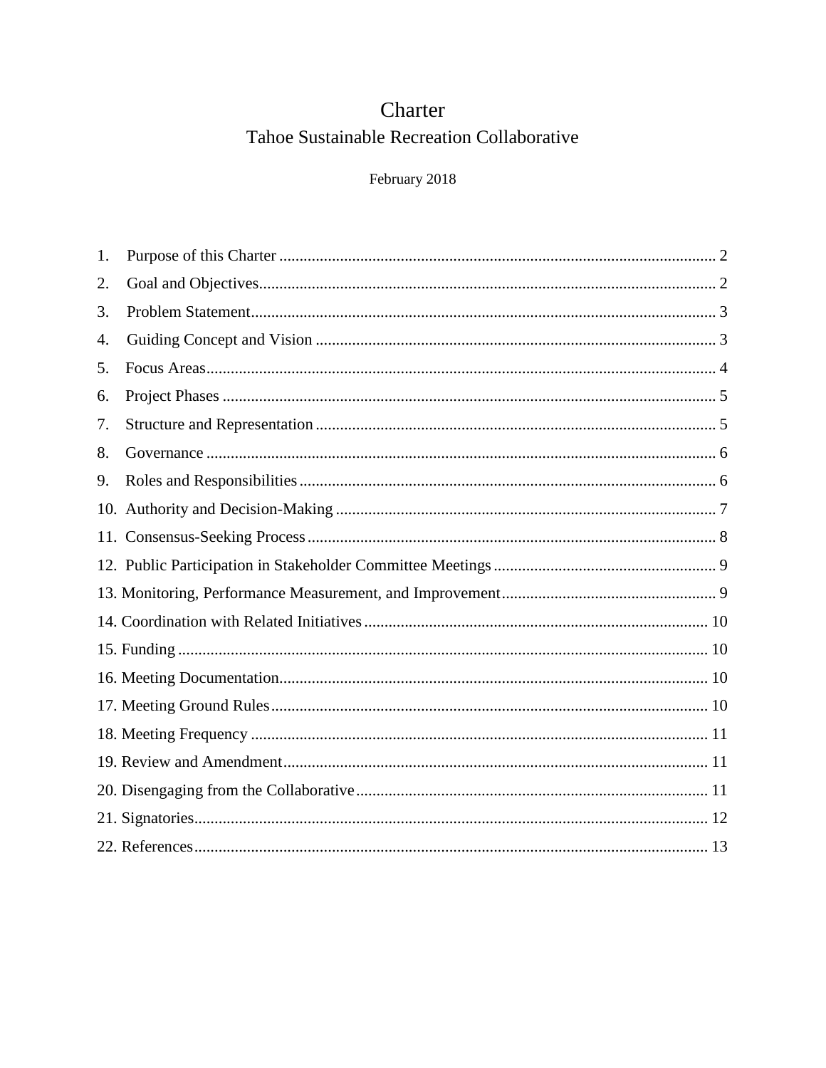# Charter

## Tahoe Sustainable Recreation Collaborative

February 2018

1. Purpose of this Charter ........ 2
2. Goal and Objectives ........ 2
3. Problem Statement ........ 3
4. Guiding Concept and Vision ........ 3
5. Focus Areas ........ 4
6. Project Phases ........ 5
7. Structure and Representation ........ 5
8. Governance ........ 6
9. Roles and Responsibilities ........ 6
10. Authority and Decision-Making ........ 7
11. Consensus-Seeking Process ........ 8
12. Public Participation in Stakeholder Committee Meetings ........ 9
13. Monitoring, Performance Measurement, and Improvement ........ 9
14. Coordination with Related Initiatives ........ 10
15. Funding ........ 10
16. Meeting Documentation ........ 10
17. Meeting Ground Rules ........ 10
18. Meeting Frequency ........ 11
19. Review and Amendment ........ 11
20. Disengaging from the Collaborative ........ 11
21. Signatories ........ 12
22. References ........ 13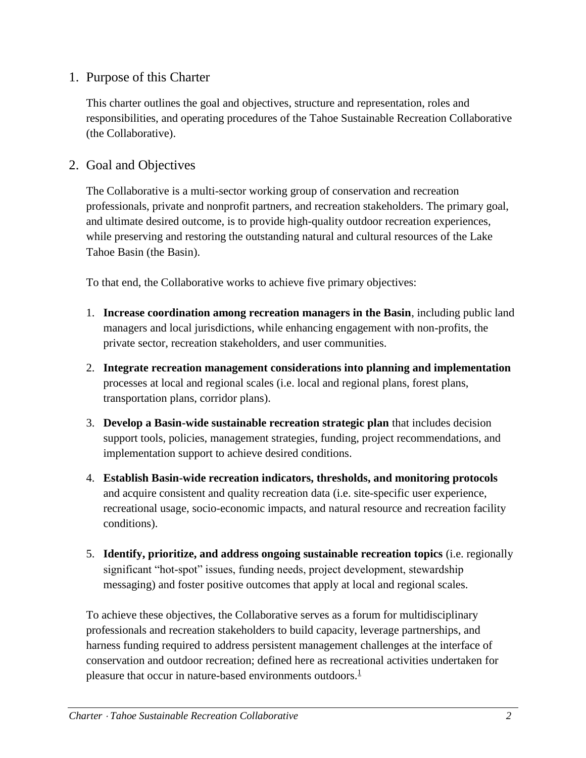## 1. Purpose of this Charter

This charter outlines the goal and objectives, structure and representation, roles and responsibilities, and operating procedures of the Tahoe Sustainable Recreation Collaborative (the Collaborative).

## 2. Goal and Objectives

The Collaborative is a multi-sector working group of conservation and recreation professionals, private and nonprofit partners, and recreation stakeholders. The primary goal, and ultimate desired outcome, is to provide high-quality outdoor recreation experiences, while preserving and restoring the outstanding natural and cultural resources of the Lake Tahoe Basin (the Basin).

To that end, the Collaborative works to achieve five primary objectives:

1. **Increase coordination among recreation managers in the Basin**, including public land managers and local jurisdictions, while enhancing engagement with non-profits, the private sector, recreation stakeholders, and user communities.
2. **Integrate recreation management considerations into planning and implementation** processes at local and regional scales (i.e. local and regional plans, forest plans, transportation plans, corridor plans).
3. **Develop a Basin-wide sustainable recreation strategic plan** that includes decision support tools, policies, management strategies, funding, project recommendations, and implementation support to achieve desired conditions.
4. **Establish Basin-wide recreation indicators, thresholds, and monitoring protocols** and acquire consistent and quality recreation data (i.e. site-specific user experience, recreational usage, socio-economic impacts, and natural resource and recreation facility conditions).
5. **Identify, prioritize, and address ongoing sustainable recreation topics** (i.e. regionally significant "hot-spot" issues, funding needs, project development, stewardship messaging) and foster positive outcomes that apply at local and regional scales.

To achieve these objectives, the Collaborative serves as a forum for multidisciplinary professionals and recreation stakeholders to build capacity, leverage partnerships, and harness funding required to address persistent management challenges at the interface of conservation and outdoor recreation; defined here as recreational activities undertaken for pleasure that occur in nature-based environments outdoors.[1]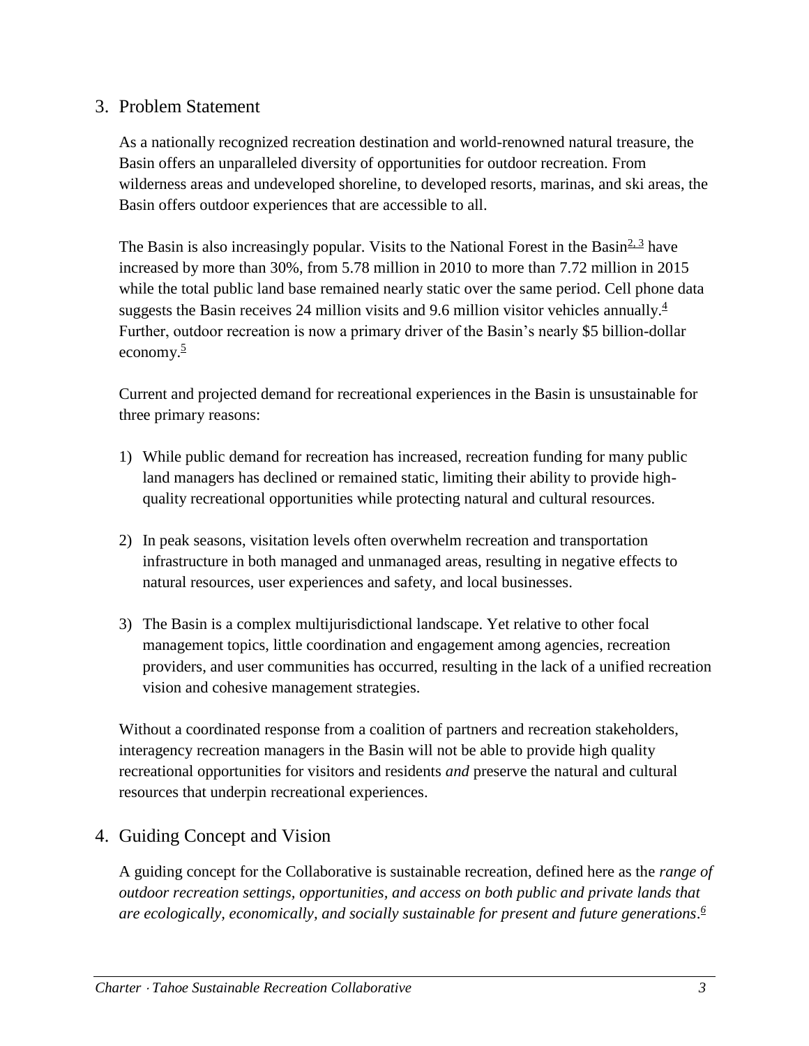## 3. Problem Statement

As a nationally recognized recreation destination and world-renowned natural treasure, the Basin offers an unparalleled diversity of opportunities for outdoor recreation. From wilderness areas and undeveloped shoreline, to developed resorts, marinas, and ski areas, the Basin offers outdoor experiences that are accessible to all.

The Basin is also increasingly popular. Visits to the National Forest in the Basin[2, 3] have increased by more than 30%, from 5.78 million in 2010 to more than 7.72 million in 2015 while the total public land base remained nearly static over the same period. Cell phone data suggests the Basin receives 24 million visits and 9.6 million visitor vehicles annually.[4] Further, outdoor recreation is now a primary driver of the Basin's nearly $5 billion-dollar economy.[5]

Current and projected demand for recreational experiences in the Basin is unsustainable for three primary reasons:

1) While public demand for recreation has increased, recreation funding for many public land managers has declined or remained static, limiting their ability to provide high-quality recreational opportunities while protecting natural and cultural resources.

2) In peak seasons, visitation levels often overwhelm recreation and transportation infrastructure in both managed and unmanaged areas, resulting in negative effects to natural resources, user experiences and safety, and local businesses.

3) The Basin is a complex multijurisdictional landscape. Yet relative to other focal management topics, little coordination and engagement among agencies, recreation providers, and user communities has occurred, resulting in the lack of a unified recreation vision and cohesive management strategies.

Without a coordinated response from a coalition of partners and recreation stakeholders, interagency recreation managers in the Basin will not be able to provide high quality recreational opportunities for visitors and residents *and* preserve the natural and cultural resources that underpin recreational experiences.

## 4. Guiding Concept and Vision

A guiding concept for the Collaborative is sustainable recreation, defined here as the *range of outdoor recreation settings, opportunities, and access on both public and private lands that are ecologically, economically, and socially sustainable for present and future generations*.[6]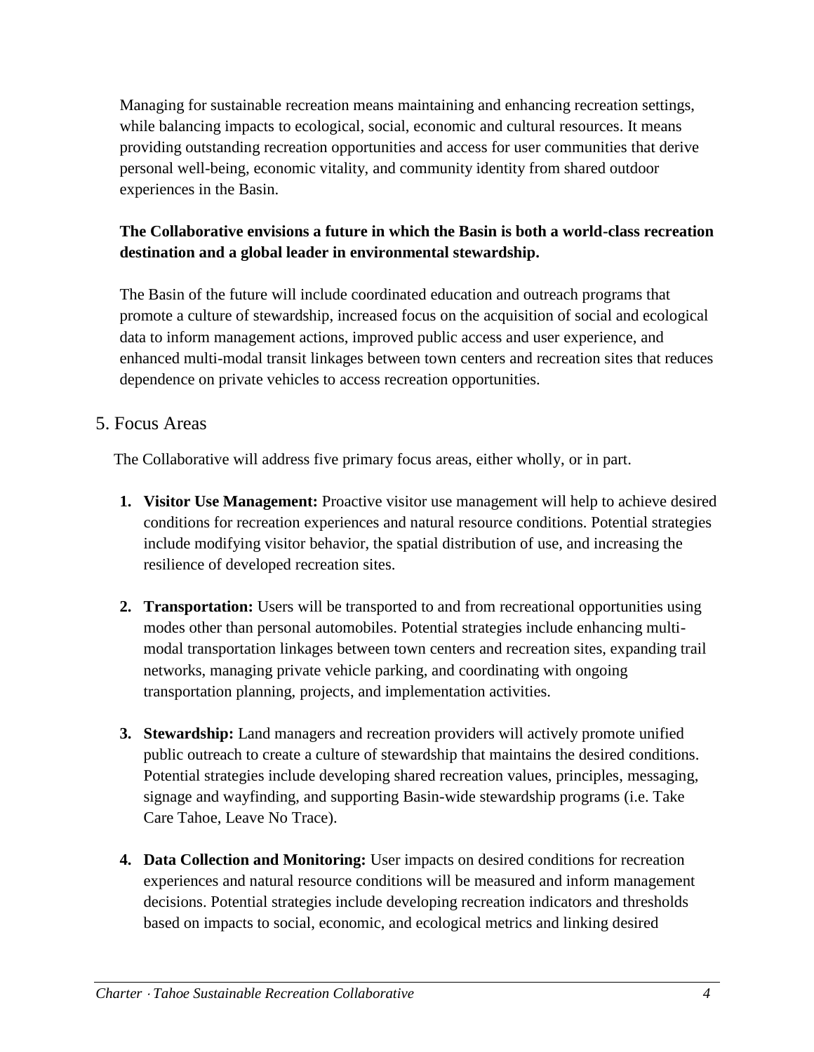Managing for sustainable recreation means maintaining and enhancing recreation settings, while balancing impacts to ecological, social, economic and cultural resources. It means providing outstanding recreation opportunities and access for user communities that derive personal well-being, economic vitality, and community identity from shared outdoor experiences in the Basin.

**The Collaborative envisions a future in which the Basin is both a world-class recreation destination and a global leader in environmental stewardship.**

The Basin of the future will include coordinated education and outreach programs that promote a culture of stewardship, increased focus on the acquisition of social and ecological data to inform management actions, improved public access and user experience, and enhanced multi-modal transit linkages between town centers and recreation sites that reduces dependence on private vehicles to access recreation opportunities.

## 5. Focus Areas

The Collaborative will address five primary focus areas, either wholly, or in part.

1. **Visitor Use Management:** Proactive visitor use management will help to achieve desired conditions for recreation experiences and natural resource conditions. Potential strategies include modifying visitor behavior, the spatial distribution of use, and increasing the resilience of developed recreation sites.

2. **Transportation:** Users will be transported to and from recreational opportunities using modes other than personal automobiles. Potential strategies include enhancing multi-modal transportation linkages between town centers and recreation sites, expanding trail networks, managing private vehicle parking, and coordinating with ongoing transportation planning, projects, and implementation activities.

3. **Stewardship:** Land managers and recreation providers will actively promote unified public outreach to create a culture of stewardship that maintains the desired conditions. Potential strategies include developing shared recreation values, principles, messaging, signage and wayfinding, and supporting Basin-wide stewardship programs (i.e. Take Care Tahoe, Leave No Trace).

4. **Data Collection and Monitoring:** User impacts on desired conditions for recreation experiences and natural resource conditions will be measured and inform management decisions. Potential strategies include developing recreation indicators and thresholds based on impacts to social, economic, and ecological metrics and linking desired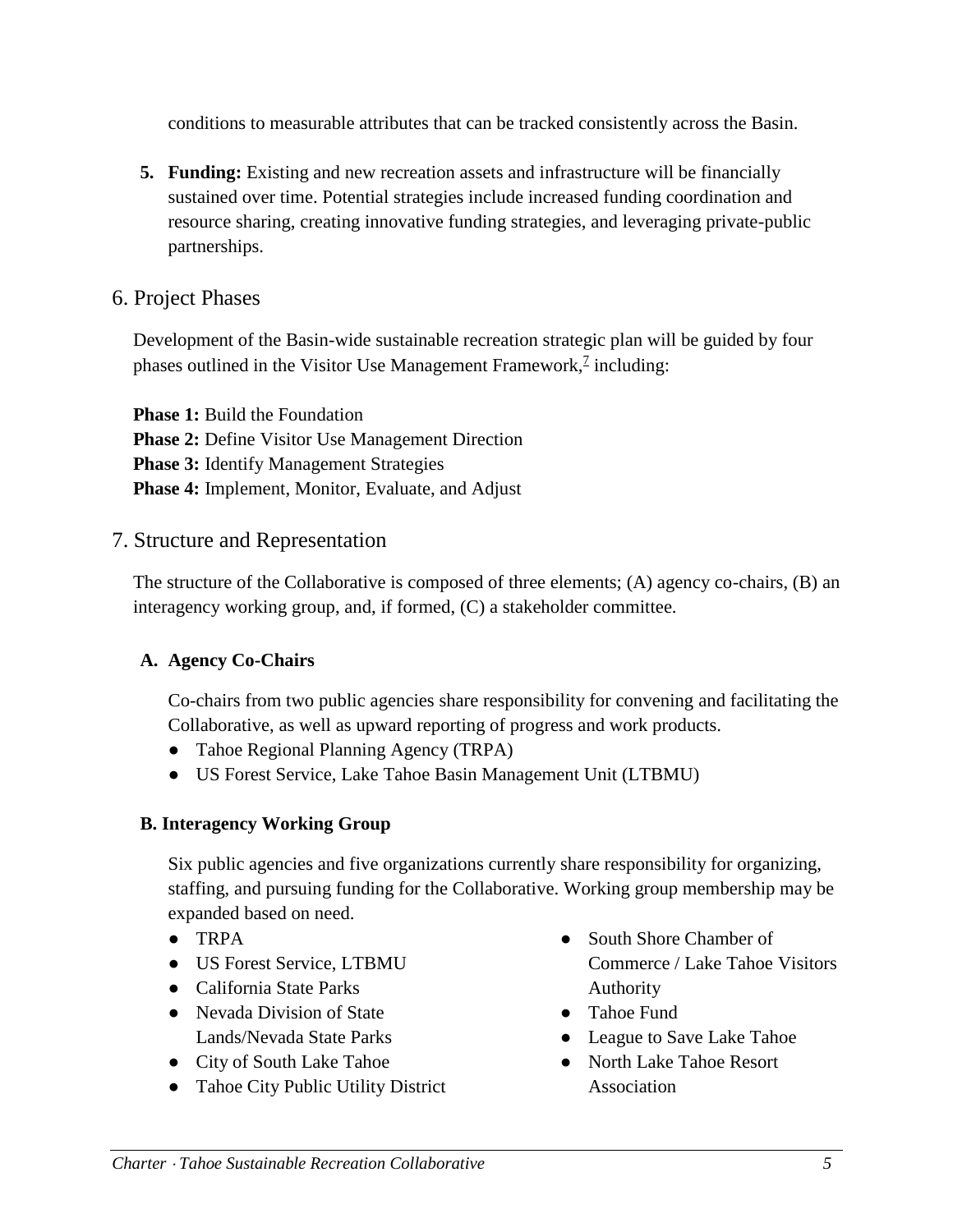conditions to measurable attributes that can be tracked consistently across the Basin.

5. **Funding:** Existing and new recreation assets and infrastructure will be financially sustained over time. Potential strategies include increased funding coordination and resource sharing, creating innovative funding strategies, and leveraging private-public partnerships.

## 6. Project Phases

Development of the Basin-wide sustainable recreation strategic plan will be guided by four phases outlined in the Visitor Use Management Framework,[7] including:

**Phase 1:** Build the Foundation
**Phase 2:** Define Visitor Use Management Direction
**Phase 3:** Identify Management Strategies
**Phase 4:** Implement, Monitor, Evaluate, and Adjust

## 7. Structure and Representation

The structure of the Collaborative is composed of three elements; (A) agency co-chairs, (B) an interagency working group, and, if formed, (C) a stakeholder committee.

### A. Agency Co-Chairs

Co-chairs from two public agencies share responsibility for convening and facilitating the Collaborative, as well as upward reporting of progress and work products.

- Tahoe Regional Planning Agency (TRPA)
- US Forest Service, Lake Tahoe Basin Management Unit (LTBMU)

### B. Interagency Working Group

Six public agencies and five organizations currently share responsibility for organizing, staffing, and pursuing funding for the Collaborative. Working group membership may be expanded based on need.

- TRPA
- US Forest Service, LTBMU
- California State Parks
- Nevada Division of State Lands/Nevada State Parks
- City of South Lake Tahoe
- Tahoe City Public Utility District
- South Shore Chamber of Commerce / Lake Tahoe Visitors Authority
- Tahoe Fund
- League to Save Lake Tahoe
- North Lake Tahoe Resort Association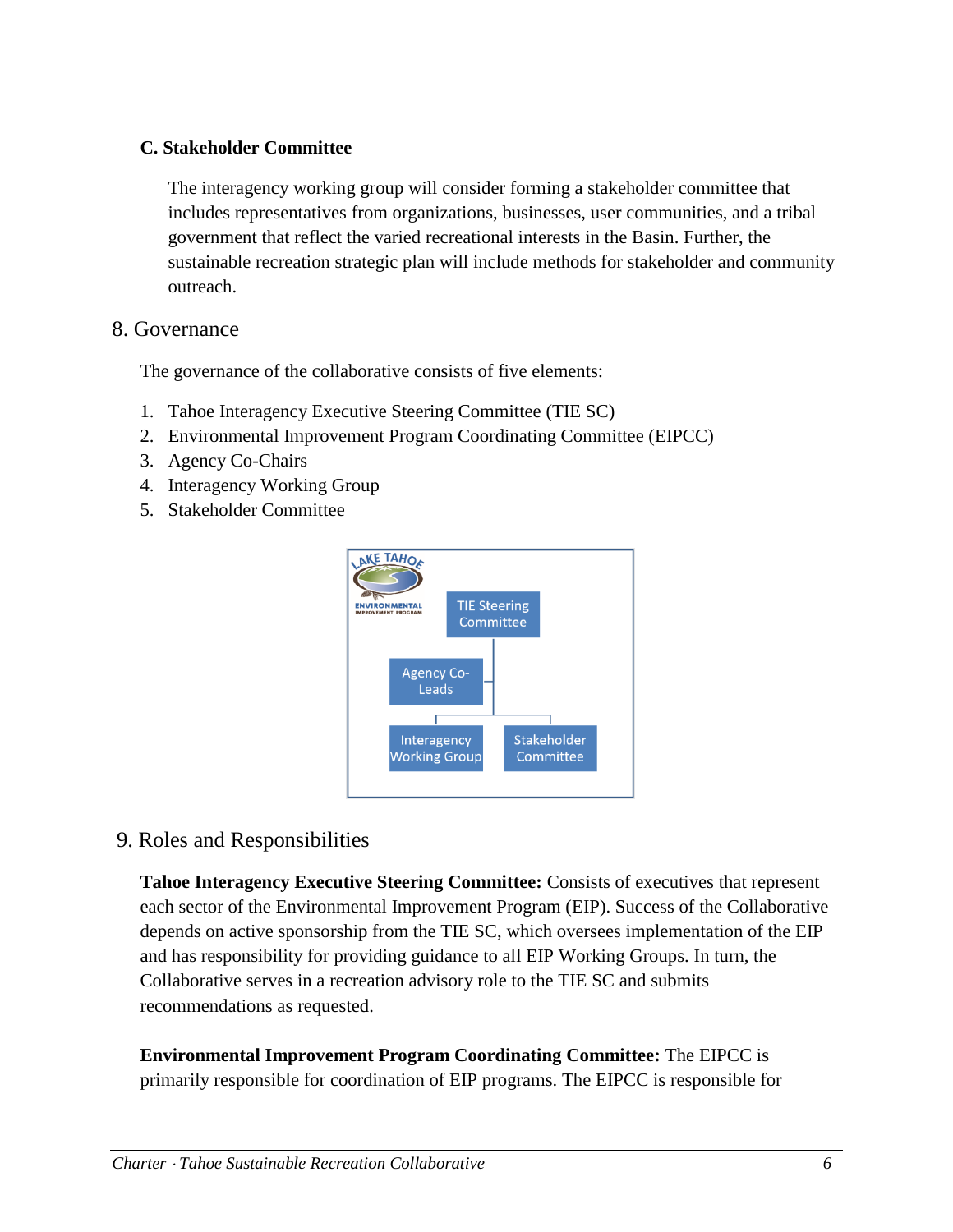### C. Stakeholder Committee

The interagency working group will consider forming a stakeholder committee that includes representatives from organizations, businesses, user communities, and a tribal government that reflect the varied recreational interests in the Basin. Further, the sustainable recreation strategic plan will include methods for stakeholder and community outreach.

## 8. Governance

The governance of the collaborative consists of five elements:

1. Tahoe Interagency Executive Steering Committee (TIE SC)
2. Environmental Improvement Program Coordinating Committee (EIPCC)
3. Agency Co-Chairs
4. Interagency Working Group
5. Stakeholder Committee

## 9. Roles and Responsibilities

**Tahoe Interagency Executive Steering Committee:** Consists of executives that represent each sector of the Environmental Improvement Program (EIP). Success of the Collaborative depends on active sponsorship from the TIE SC, which oversees implementation of the EIP and has responsibility for providing guidance to all EIP Working Groups. In turn, the Collaborative serves in a recreation advisory role to the TIE SC and submits recommendations as requested.

**Environmental Improvement Program Coordinating Committee:** The EIPCC is primarily responsible for coordination of EIP programs. The EIPCC is responsible for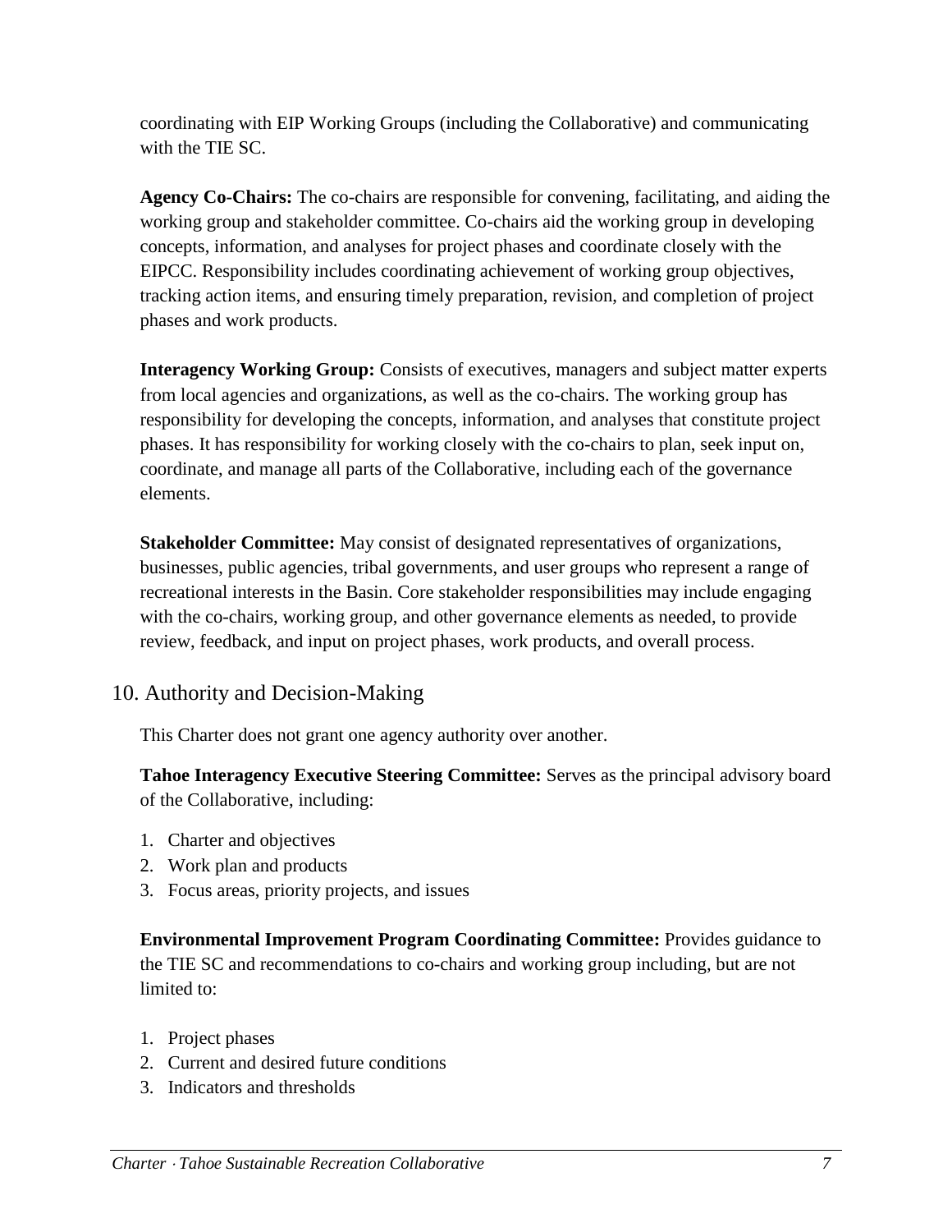coordinating with EIP Working Groups (including the Collaborative) and communicating with the TIE SC.

**Agency Co-Chairs:** The co-chairs are responsible for convening, facilitating, and aiding the working group and stakeholder committee. Co-chairs aid the working group in developing concepts, information, and analyses for project phases and coordinate closely with the EIPCC. Responsibility includes coordinating achievement of working group objectives, tracking action items, and ensuring timely preparation, revision, and completion of project phases and work products.

**Interagency Working Group:** Consists of executives, managers and subject matter experts from local agencies and organizations, as well as the co-chairs. The working group has responsibility for developing the concepts, information, and analyses that constitute project phases. It has responsibility for working closely with the co-chairs to plan, seek input on, coordinate, and manage all parts of the Collaborative, including each of the governance elements.

**Stakeholder Committee:** May consist of designated representatives of organizations, businesses, public agencies, tribal governments, and user groups who represent a range of recreational interests in the Basin. Core stakeholder responsibilities may include engaging with the co-chairs, working group, and other governance elements as needed, to provide review, feedback, and input on project phases, work products, and overall process.

## 10. Authority and Decision-Making

This Charter does not grant one agency authority over another.

**Tahoe Interagency Executive Steering Committee:** Serves as the principal advisory board of the Collaborative, including:

1. Charter and objectives
2. Work plan and products
3. Focus areas, priority projects, and issues

**Environmental Improvement Program Coordinating Committee:** Provides guidance to the TIE SC and recommendations to co-chairs and working group including, but are not limited to:

1. Project phases
2. Current and desired future conditions
3. Indicators and thresholds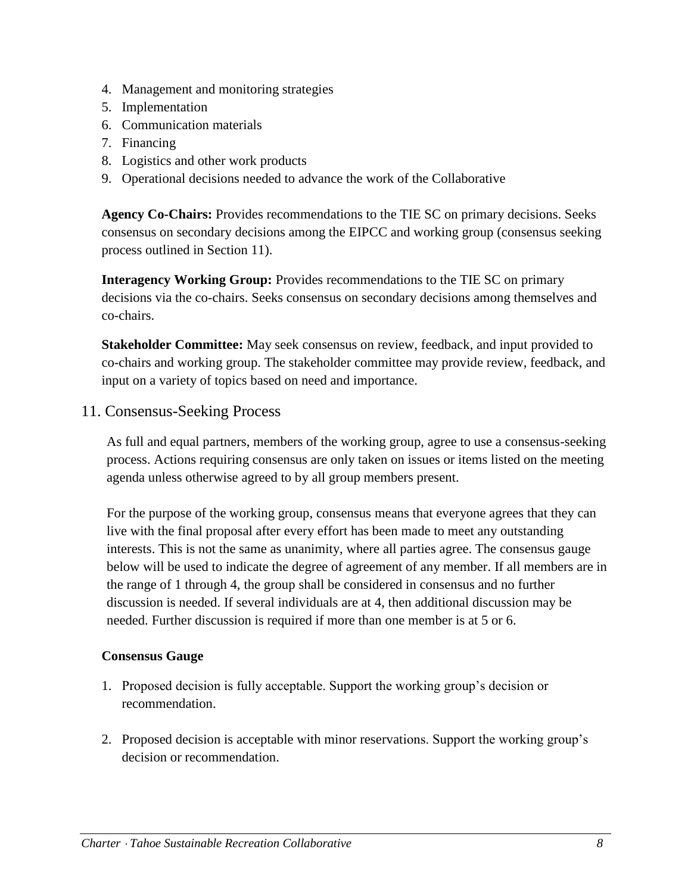4. Management and monitoring strategies
5. Implementation
6. Communication materials
7. Financing
8. Logistics and other work products
9. Operational decisions needed to advance the work of the Collaborative

**Agency Co-Chairs:** Provides recommendations to the TIE SC on primary decisions. Seeks consensus on secondary decisions among the EIPCC and working group (consensus seeking process outlined in Section 11).

**Interagency Working Group:** Provides recommendations to the TIE SC on primary decisions via the co-chairs. Seeks consensus on secondary decisions among themselves and co-chairs.

**Stakeholder Committee:** May seek consensus on review, feedback, and input provided to co-chairs and working group. The stakeholder committee may provide review, feedback, and input on a variety of topics based on need and importance.

## 11. Consensus-Seeking Process

As full and equal partners, members of the working group, agree to use a consensus-seeking process. Actions requiring consensus are only taken on issues or items listed on the meeting agenda unless otherwise agreed to by all group members present.

For the purpose of the working group, consensus means that everyone agrees that they can live with the final proposal after every effort has been made to meet any outstanding interests. This is not the same as unanimity, where all parties agree. The consensus gauge below will be used to indicate the degree of agreement of any member. If all members are in the range of 1 through 4, the group shall be considered in consensus and no further discussion is needed. If several individuals are at 4, then additional discussion may be needed. Further discussion is required if more than one member is at 5 or 6.

**Consensus Gauge**

1. Proposed decision is fully acceptable. Support the working group's decision or recommendation.

2. Proposed decision is acceptable with minor reservations. Support the working group's decision or recommendation.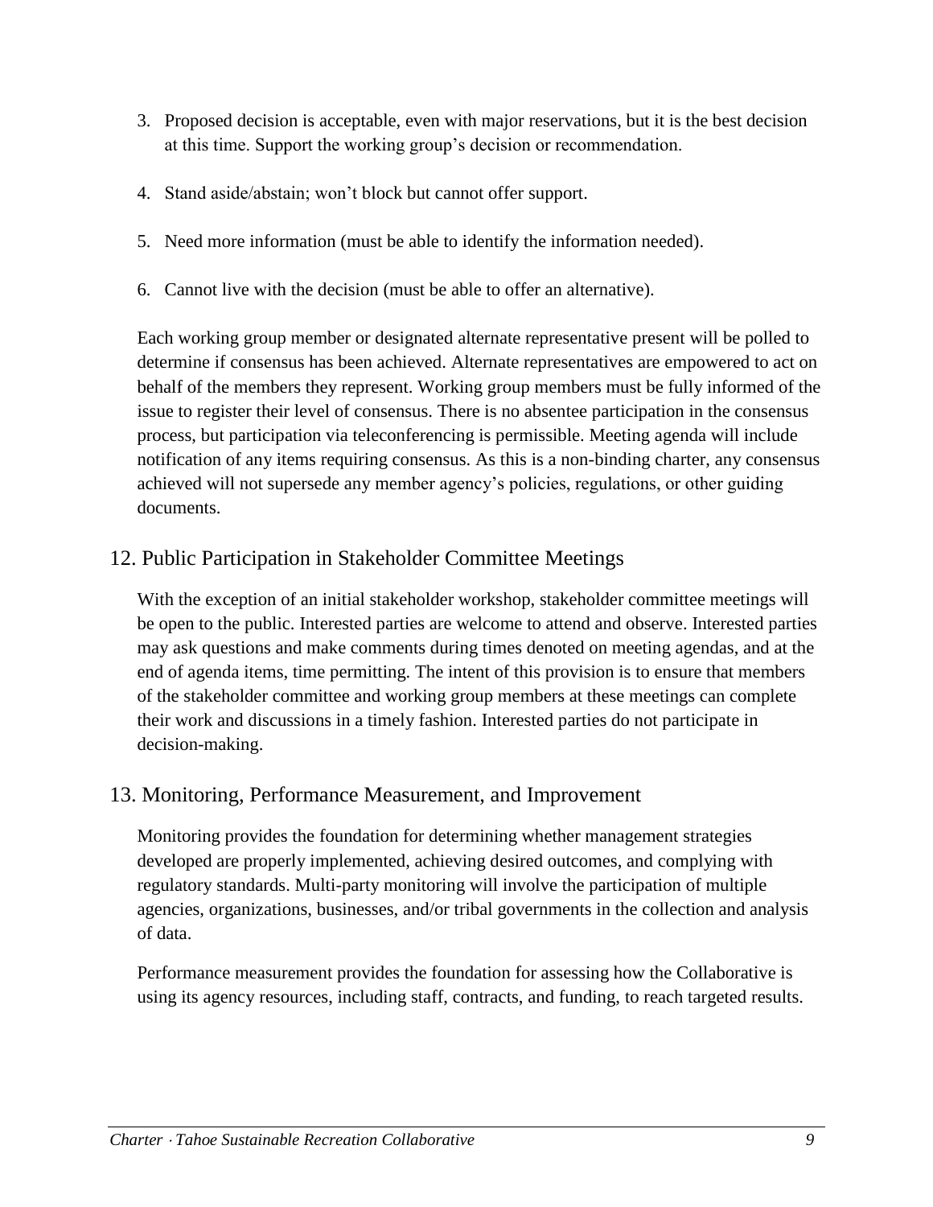3. Proposed decision is acceptable, even with major reservations, but it is the best decision at this time. Support the working group's decision or recommendation.
4. Stand aside/abstain; won't block but cannot offer support.
5. Need more information (must be able to identify the information needed).
6. Cannot live with the decision (must be able to offer an alternative).

Each working group member or designated alternate representative present will be polled to determine if consensus has been achieved. Alternate representatives are empowered to act on behalf of the members they represent. Working group members must be fully informed of the issue to register their level of consensus. There is no absentee participation in the consensus process, but participation via teleconferencing is permissible. Meeting agenda will include notification of any items requiring consensus. As this is a non-binding charter, any consensus achieved will not supersede any member agency's policies, regulations, or other guiding documents.

## 12. Public Participation in Stakeholder Committee Meetings

With the exception of an initial stakeholder workshop, stakeholder committee meetings will be open to the public. Interested parties are welcome to attend and observe. Interested parties may ask questions and make comments during times denoted on meeting agendas, and at the end of agenda items, time permitting. The intent of this provision is to ensure that members of the stakeholder committee and working group members at these meetings can complete their work and discussions in a timely fashion. Interested parties do not participate in decision-making.

## 13. Monitoring, Performance Measurement, and Improvement

Monitoring provides the foundation for determining whether management strategies developed are properly implemented, achieving desired outcomes, and complying with regulatory standards. Multi-party monitoring will involve the participation of multiple agencies, organizations, businesses, and/or tribal governments in the collection and analysis of data.

Performance measurement provides the foundation for assessing how the Collaborative is using its agency resources, including staff, contracts, and funding, to reach targeted results.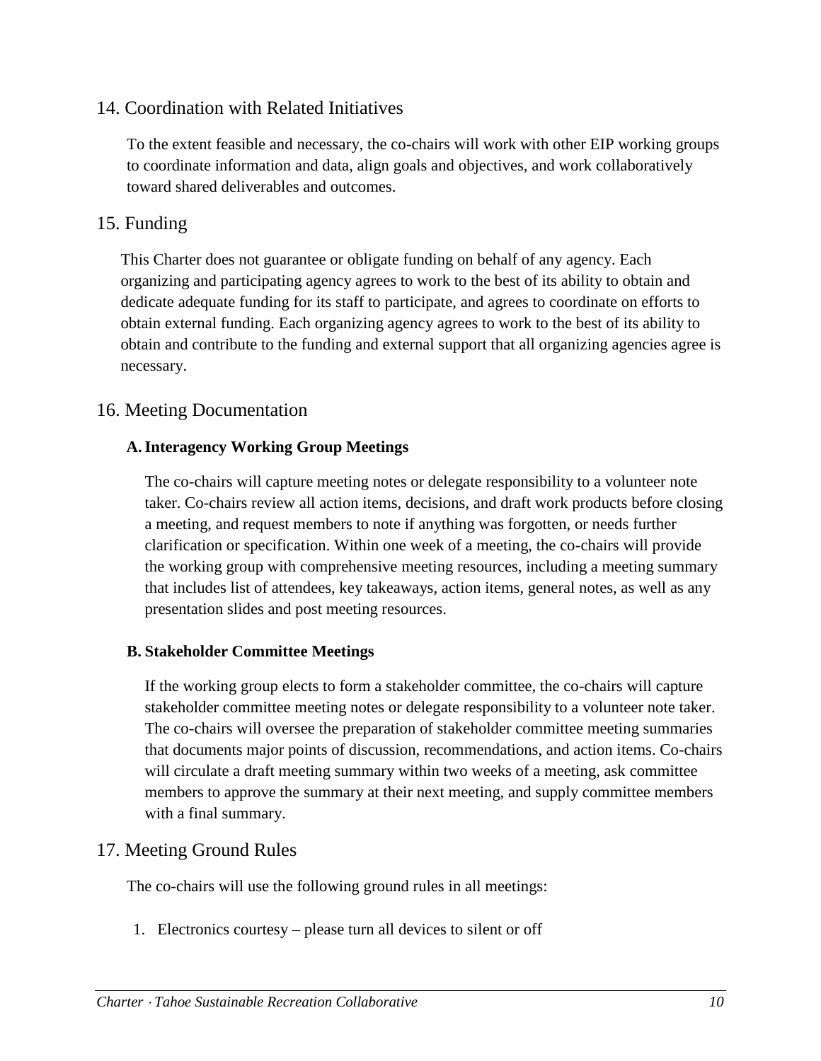## 14. Coordination with Related Initiatives

To the extent feasible and necessary, the co-chairs will work with other EIP working groups to coordinate information and data, align goals and objectives, and work collaboratively toward shared deliverables and outcomes.

## 15. Funding

This Charter does not guarantee or obligate funding on behalf of any agency. Each organizing and participating agency agrees to work to the best of its ability to obtain and dedicate adequate funding for its staff to participate, and agrees to coordinate on efforts to obtain external funding. Each organizing agency agrees to work to the best of its ability to obtain and contribute to the funding and external support that all organizing agencies agree is necessary.

## 16. Meeting Documentation

### A. Interagency Working Group Meetings

The co-chairs will capture meeting notes or delegate responsibility to a volunteer note taker. Co-chairs review all action items, decisions, and draft work products before closing a meeting, and request members to note if anything was forgotten, or needs further clarification or specification. Within one week of a meeting, the co-chairs will provide the working group with comprehensive meeting resources, including a meeting summary that includes list of attendees, key takeaways, action items, general notes, as well as any presentation slides and post meeting resources.

### B. Stakeholder Committee Meetings

If the working group elects to form a stakeholder committee, the co-chairs will capture stakeholder committee meeting notes or delegate responsibility to a volunteer note taker. The co-chairs will oversee the preparation of stakeholder committee meeting summaries that documents major points of discussion, recommendations, and action items. Co-chairs will circulate a draft meeting summary within two weeks of a meeting, ask committee members to approve the summary at their next meeting, and supply committee members with a final summary.

## 17. Meeting Ground Rules

The co-chairs will use the following ground rules in all meetings:

1. Electronics courtesy – please turn all devices to silent or off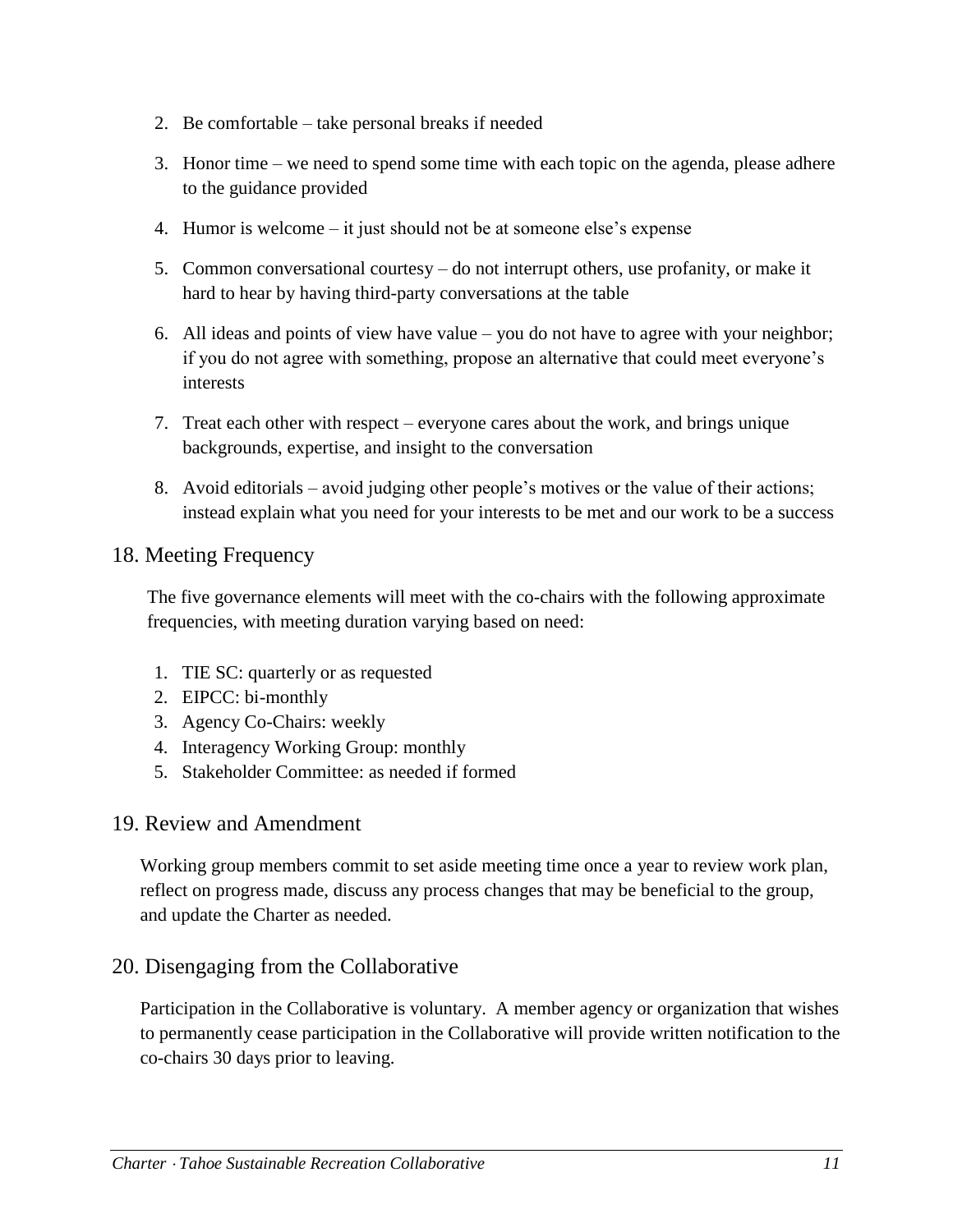2. Be comfortable – take personal breaks if needed
3. Honor time – we need to spend some time with each topic on the agenda, please adhere to the guidance provided
4. Humor is welcome – it just should not be at someone else's expense
5. Common conversational courtesy – do not interrupt others, use profanity, or make it hard to hear by having third-party conversations at the table
6. All ideas and points of view have value – you do not have to agree with your neighbor; if you do not agree with something, propose an alternative that could meet everyone's interests
7. Treat each other with respect – everyone cares about the work, and brings unique backgrounds, expertise, and insight to the conversation
8. Avoid editorials – avoid judging other people's motives or the value of their actions; instead explain what you need for your interests to be met and our work to be a success

## 18. Meeting Frequency

The five governance elements will meet with the co-chairs with the following approximate frequencies, with meeting duration varying based on need:

1. TIE SC: quarterly or as requested
2. EIPCC: bi-monthly
3. Agency Co-Chairs: weekly
4. Interagency Working Group: monthly
5. Stakeholder Committee: as needed if formed

## 19. Review and Amendment

Working group members commit to set aside meeting time once a year to review work plan, reflect on progress made, discuss any process changes that may be beneficial to the group, and update the Charter as needed.

## 20. Disengaging from the Collaborative

Participation in the Collaborative is voluntary. A member agency or organization that wishes to permanently cease participation in the Collaborative will provide written notification to the co-chairs 30 days prior to leaving.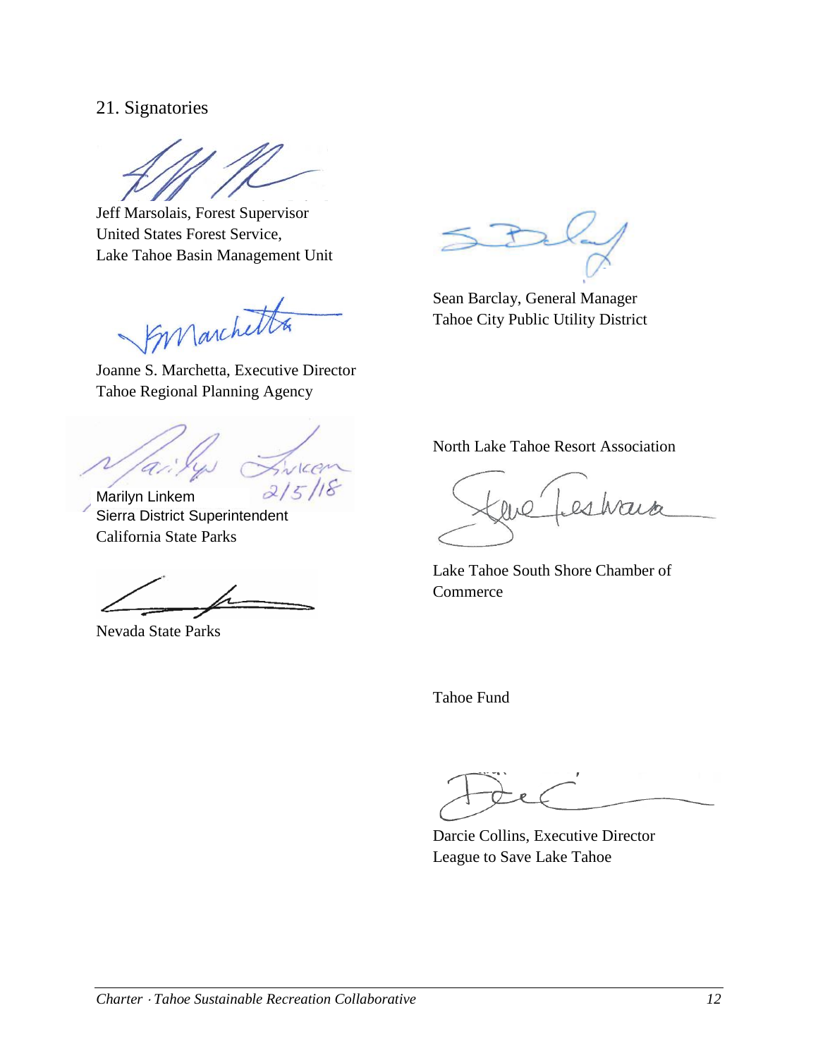## 21. Signatories

Jeff Marsolais, Forest Supervisor
United States Forest Service,
Lake Tahoe Basin Management Unit

Joanne S. Marchetta, Executive Director
Tahoe Regional Planning Agency

Marilyn Linkem 2/5/18
Sierra District Superintendent
California State Parks

Nevada State Parks

Sean Barclay, General Manager
Tahoe City Public Utility District

North Lake Tahoe Resort Association

Lake Tahoe South Shore Chamber of Commerce

Tahoe Fund

Darcie Collins, Executive Director
League to Save Lake Tahoe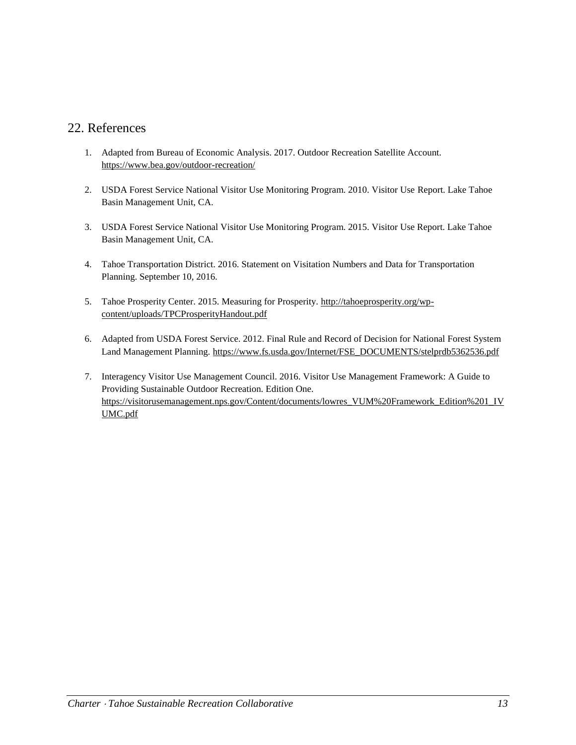## 22. References

1. Adapted from Bureau of Economic Analysis. 2017. Outdoor Recreation Satellite Account. https://www.bea.gov/outdoor-recreation/

2. USDA Forest Service National Visitor Use Monitoring Program. 2010. Visitor Use Report. Lake Tahoe Basin Management Unit, CA.

3. USDA Forest Service National Visitor Use Monitoring Program. 2015. Visitor Use Report. Lake Tahoe Basin Management Unit, CA.

4. Tahoe Transportation District. 2016. Statement on Visitation Numbers and Data for Transportation Planning. September 10, 2016.

5. Tahoe Prosperity Center. 2015. Measuring for Prosperity. http://tahoeprosperity.org/wp-content/uploads/TPCProsperityHandout.pdf

6. Adapted from USDA Forest Service. 2012. Final Rule and Record of Decision for National Forest System Land Management Planning. https://www.fs.usda.gov/Internet/FSE_DOCUMENTS/stelprdb5362536.pdf

7. Interagency Visitor Use Management Council. 2016. Visitor Use Management Framework: A Guide to Providing Sustainable Outdoor Recreation. Edition One. https://visitorusemanagement.nps.gov/Content/documents/lowres_VUM%20Framework_Edition%201_IVUMC.pdf